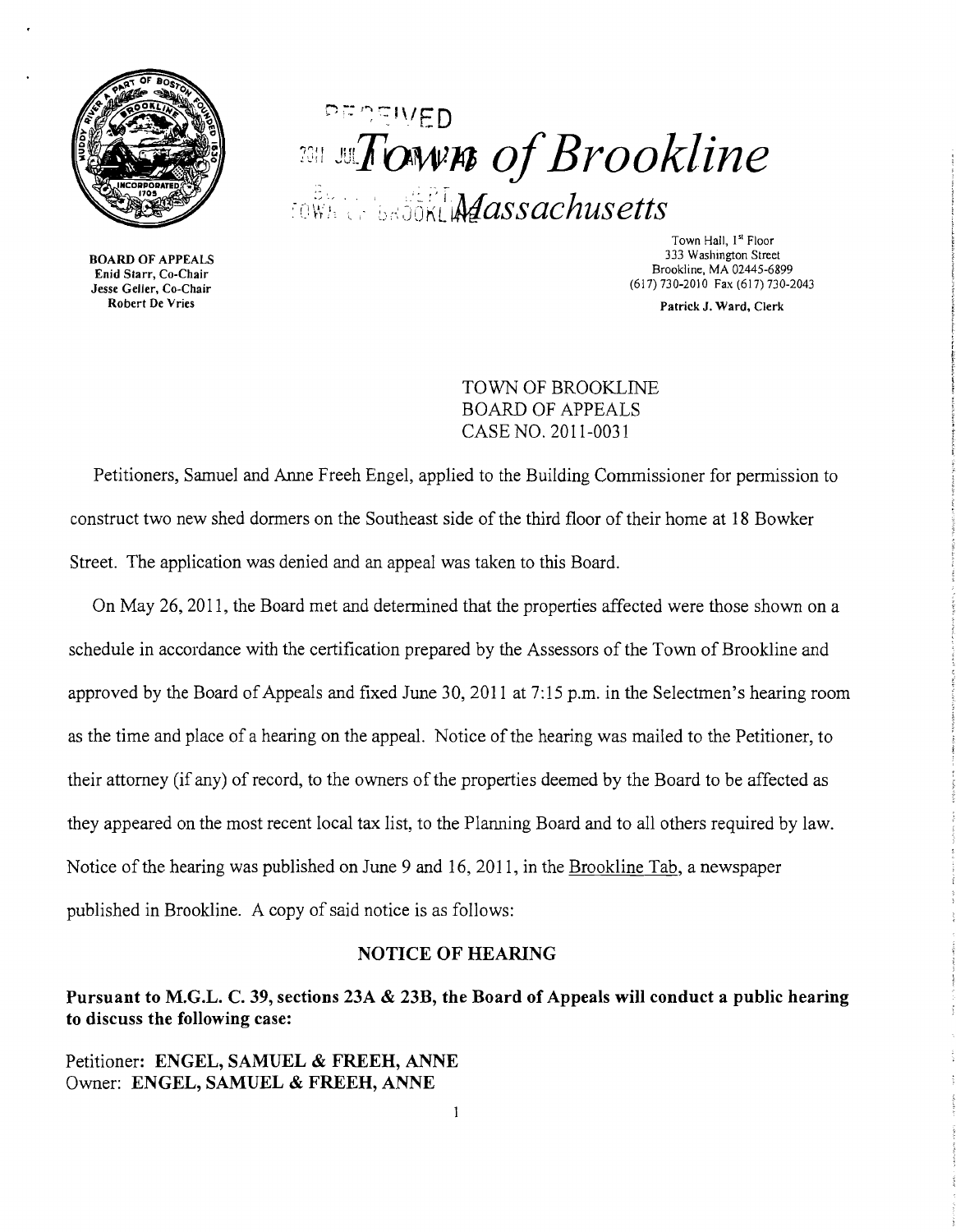# Town of Brookline
## Massachusetts

**BOARD OF APPEALS**
Enid Starr, Co-Chair
Jesse Geller, Co-Chair
Robert De Vries

Town Hall, 1st Floor
333 Washington Street
Brookline, MA 02445-6899
(617) 730-2010 Fax (617) 730-2043

**Patrick J. Ward, Clerk**

TOWN OF BROOKLINE
BOARD OF APPEALS
CASE NO. 2011-0031

Petitioners, Samuel and Anne Freeh Engel, applied to the Building Commissioner for permission to construct two new shed dormers on the Southeast side of the third floor of their home at 18 Bowker Street. The application was denied and an appeal was taken to this Board.

On May 26, 2011, the Board met and determined that the properties affected were those shown on a schedule in accordance with the certification prepared by the Assessors of the Town of Brookline and approved by the Board of Appeals and fixed June 30, 2011 at 7:15 p.m. in the Selectmen's hearing room as the time and place of a hearing on the appeal. Notice of the hearing was mailed to the Petitioner, to their attorney (if any) of record, to the owners of the properties deemed by the Board to be affected as they appeared on the most recent local tax list, to the Planning Board and to all others required by law. Notice of the hearing was published on June 9 and 16, 2011, in the Brookline Tab, a newspaper published in Brookline. A copy of said notice is as follows:

**NOTICE OF HEARING**

**Pursuant to M.G.L. C. 39, sections 23A & 23B, the Board of Appeals will conduct a public hearing to discuss the following case:**

Petitioner: **ENGEL, SAMUEL & FREEH, ANNE**
Owner: **ENGEL, SAMUEL & FREEH, ANNE**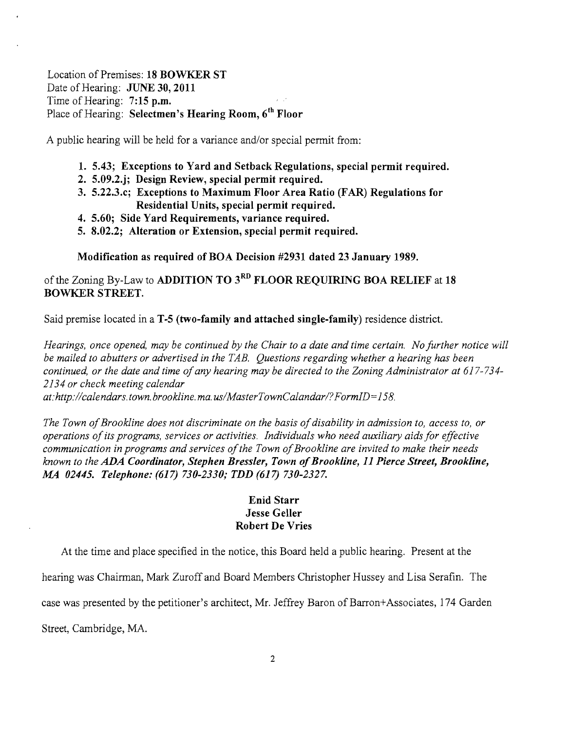Location of Premises: **18 BOWKER ST**
Date of Hearing: **JUNE 30, 2011**
Time of Hearing: **7:15 p.m.**
Place of Hearing: **Selectmen's Hearing Room, 6th Floor**

A public hearing will be held for a variance and/or special permit from:

1. **5.43; Exceptions to Yard and Setback Regulations, special permit required.**
2. **5.09.2.j; Design Review, special permit required.**
3. **5.22.3.c; Exceptions to Maximum Floor Area Ratio (FAR) Regulations for Residential Units, special permit required.**
4. **5.60; Side Yard Requirements, variance required.**
5. **8.02.2; Alteration or Extension, special permit required.**

**Modification as required of BOA Decision #2931 dated 23 January 1989.**

of the Zoning By-Law to **ADDITION TO 3RD FLOOR REQUIRING BOA RELIEF** at **18 BOWKER STREET.**

Said premise located in a **T-5 (two-family and attached single-family)** residence district.

*Hearings, once opened, may be continued by the Chair to a date and time certain. No further notice will be mailed to abutters or advertised in the TAB. Questions regarding whether a hearing has been continued, or the date and time of any hearing may be directed to the Zoning Administrator at 617-734-2134 or check meeting calendar at:http://calendars.town.brookline.ma.us/MasterTownCalandar/?FormID=158.*

*The Town of Brookline does not discriminate on the basis of disability in admission to, access to, or operations of its programs, services or activities. Individuals who need auxiliary aids for effective communication in programs and services of the Town of Brookline are invited to make their needs known to the* ***ADA Coordinator, Stephen Bressler, Town of Brookline, 11 Pierce Street, Brookline, MA 02445. Telephone: (617) 730-2330; TDD (617) 730-2327.***

**Enid Starr**
**Jesse Geller**
**Robert De Vries**

At the time and place specified in the notice, this Board held a public hearing. Present at the hearing was Chairman, Mark Zuroff and Board Members Christopher Hussey and Lisa Serafin. The case was presented by the petitioner's architect, Mr. Jeffrey Baron of Barron+Associates, 174 Garden Street, Cambridge, MA.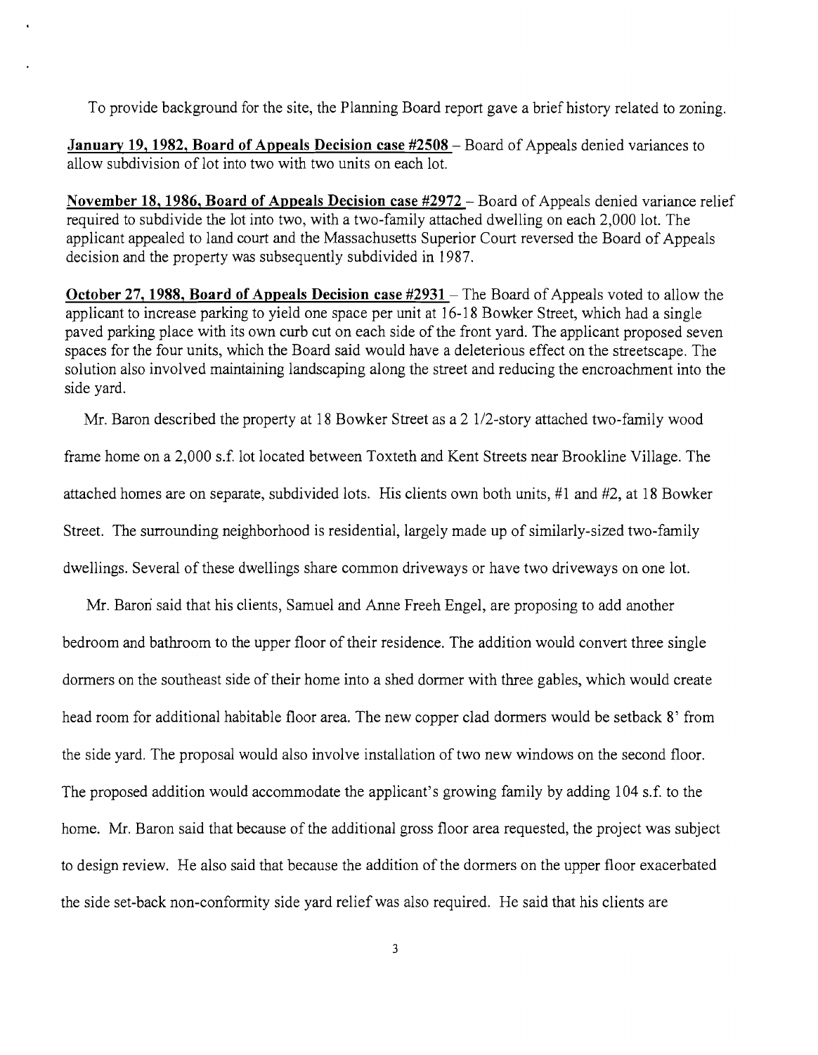To provide background for the site, the Planning Board report gave a brief history related to zoning.

**January 19, 1982, Board of Appeals Decision case #2508** – Board of Appeals denied variances to allow subdivision of lot into two with two units on each lot.

**November 18, 1986, Board of Appeals Decision case #2972** – Board of Appeals denied variance relief required to subdivide the lot into two, with a two-family attached dwelling on each 2,000 lot. The applicant appealed to land court and the Massachusetts Superior Court reversed the Board of Appeals decision and the property was subsequently subdivided in 1987.

**October 27, 1988, Board of Appeals Decision case #2931** – The Board of Appeals voted to allow the applicant to increase parking to yield one space per unit at 16-18 Bowker Street, which had a single paved parking place with its own curb cut on each side of the front yard. The applicant proposed seven spaces for the four units, which the Board said would have a deleterious effect on the streetscape. The solution also involved maintaining landscaping along the street and reducing the encroachment into the side yard.

Mr. Baron described the property at 18 Bowker Street as a 2 1/2-story attached two-family wood frame home on a 2,000 s.f. lot located between Toxteth and Kent Streets near Brookline Village. The attached homes are on separate, subdivided lots. His clients own both units, #1 and #2, at 18 Bowker Street. The surrounding neighborhood is residential, largely made up of similarly-sized two-family dwellings. Several of these dwellings share common driveways or have two driveways on one lot.

Mr. Baron said that his clients, Samuel and Anne Freeh Engel, are proposing to add another bedroom and bathroom to the upper floor of their residence. The addition would convert three single dormers on the southeast side of their home into a shed dormer with three gables, which would create head room for additional habitable floor area. The new copper clad dormers would be setback 8' from the side yard. The proposal would also involve installation of two new windows on the second floor. The proposed addition would accommodate the applicant's growing family by adding 104 s.f. to the home. Mr. Baron said that because of the additional gross floor area requested, the project was subject to design review. He also said that because the addition of the dormers on the upper floor exacerbated the side set-back non-conformity side yard relief was also required. He said that his clients are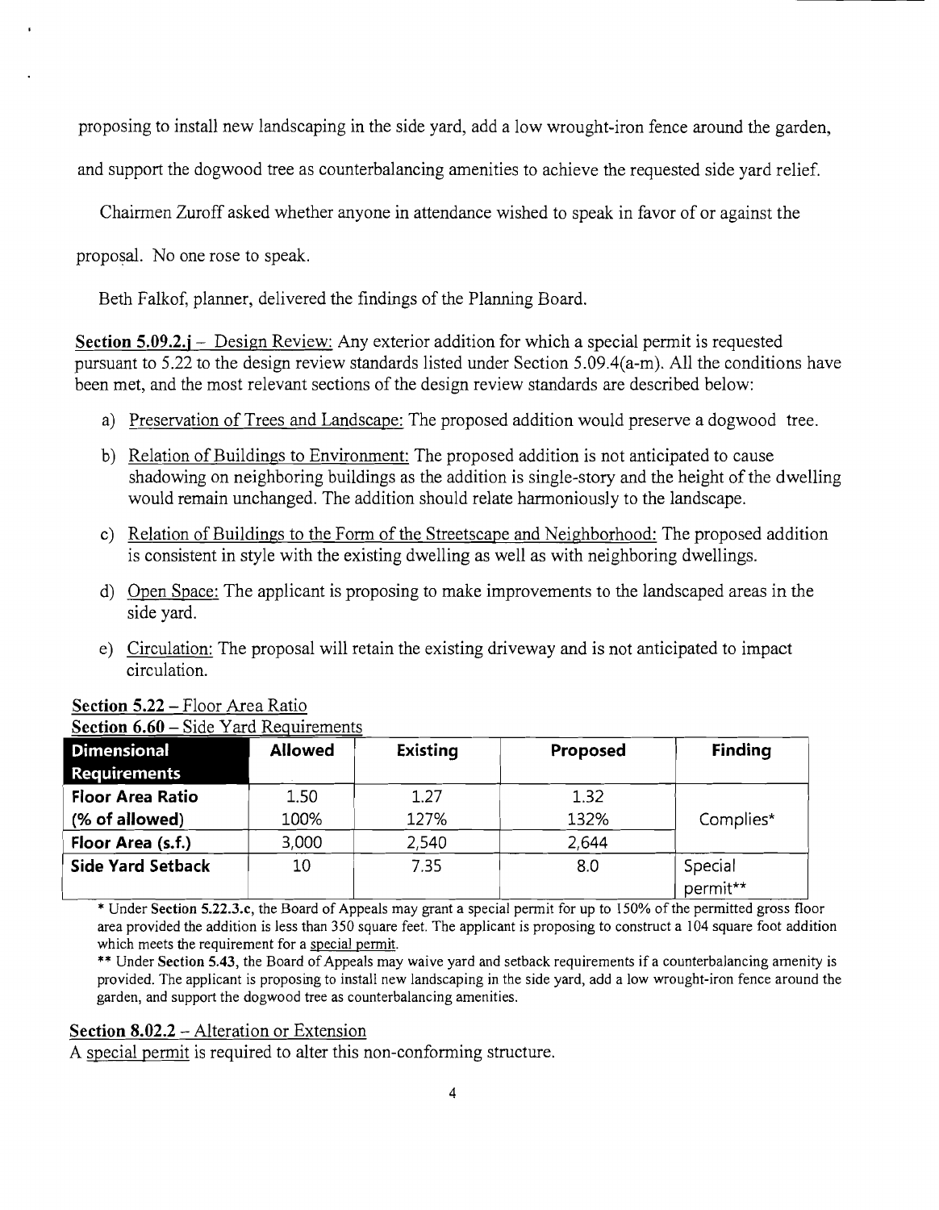proposing to install new landscaping in the side yard, add a low wrought-iron fence around the garden, and support the dogwood tree as counterbalancing amenities to achieve the requested side yard relief.

Chairmen Zuroff asked whether anyone in attendance wished to speak in favor of or against the proposal. No one rose to speak.

Beth Falkof, planner, delivered the findings of the Planning Board.

**Section 5.09.2.j** – Design Review: Any exterior addition for which a special permit is requested pursuant to 5.22 to the design review standards listed under Section 5.09.4(a-m). All the conditions have been met, and the most relevant sections of the design review standards are described below:

a) Preservation of Trees and Landscape: The proposed addition would preserve a dogwood tree.

b) Relation of Buildings to Environment: The proposed addition is not anticipated to cause shadowing on neighboring buildings as the addition is single-story and the height of the dwelling would remain unchanged. The addition should relate harmoniously to the landscape.

c) Relation of Buildings to the Form of the Streetscape and Neighborhood: The proposed addition is consistent in style with the existing dwelling as well as with neighboring dwellings.

d) Open Space: The applicant is proposing to make improvements to the landscaped areas in the side yard.

e) Circulation: The proposal will retain the existing driveway and is not anticipated to impact circulation.

**Section 5.22** – Floor Area Ratio
**Section 6.60** – Side Yard Requirements

| Dimensional Requirements | Allowed | Existing | Proposed | Finding |
|---|---|---|---|---|
| **Floor Area Ratio** | 1.50 | 1.27 | 1.32 | |
| **(% of allowed)** | 100% | 127% | 132% | Complies* |
| **Floor Area (s.f.)** | 3,000 | 2,540 | 2,644 | |
| **Side Yard Setback** | 10 | 7.35 | 8.0 | Special permit** |

\* Under **Section 5.22.3.c**, the Board of Appeals may grant a special permit for up to 150% of the permitted gross floor area provided the addition is less than 350 square feet. The applicant is proposing to construct a 104 square foot addition which meets the requirement for a special permit.

\*\* Under **Section 5.43**, the Board of Appeals may waive yard and setback requirements if a counterbalancing amenity is provided. The applicant is proposing to install new landscaping in the side yard, add a low wrought-iron fence around the garden, and support the dogwood tree as counterbalancing amenities.

**Section 8.02.2** – Alteration or Extension

A special permit is required to alter this non-conforming structure.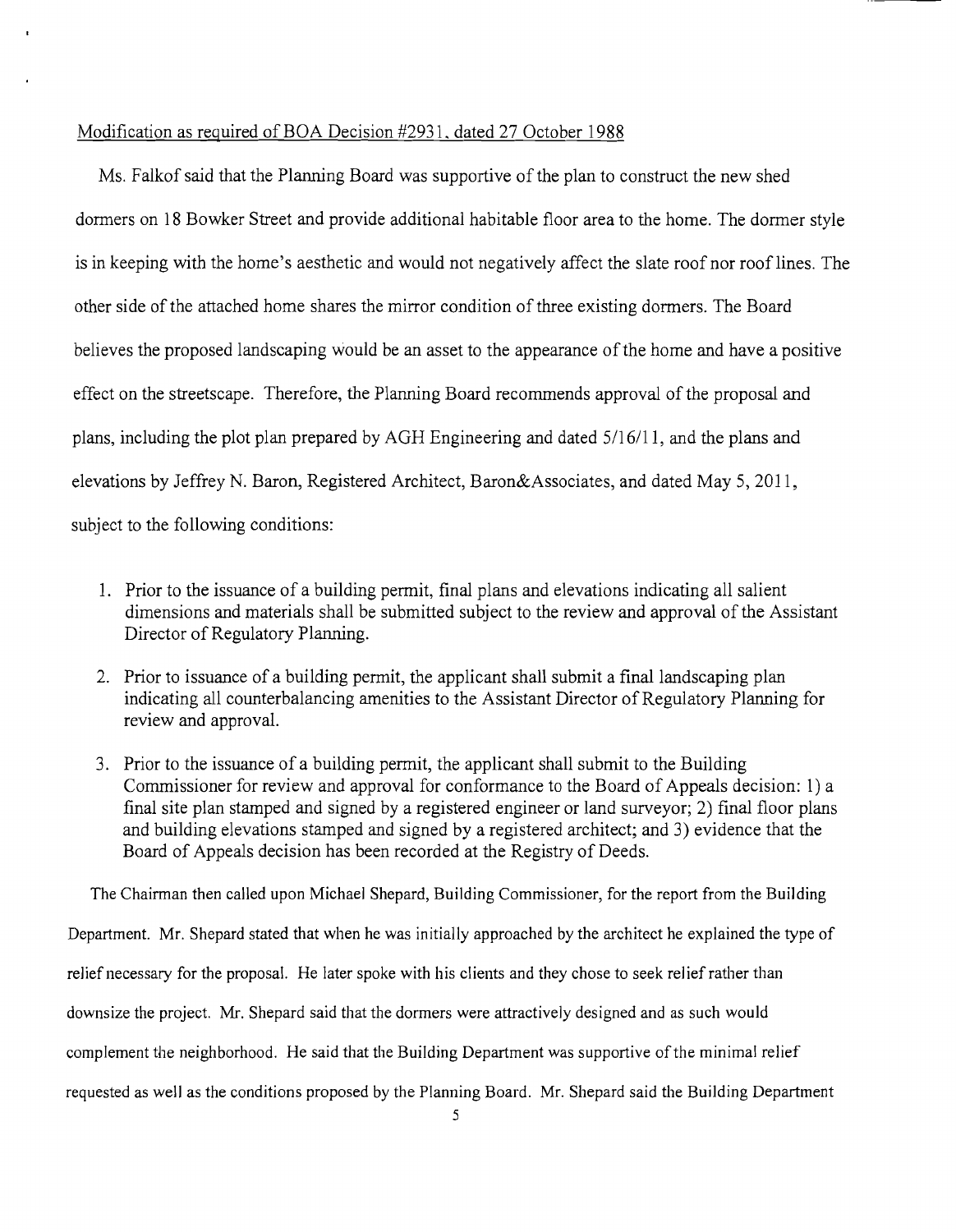Modification as required of BOA Decision #2931, dated 27 October 1988

Ms. Falkof said that the Planning Board was supportive of the plan to construct the new shed dormers on 18 Bowker Street and provide additional habitable floor area to the home. The dormer style is in keeping with the home's aesthetic and would not negatively affect the slate roof nor roof lines. The other side of the attached home shares the mirror condition of three existing dormers. The Board believes the proposed landscaping would be an asset to the appearance of the home and have a positive effect on the streetscape. Therefore, the Planning Board recommends approval of the proposal and plans, including the plot plan prepared by AGH Engineering and dated 5/16/11, and the plans and elevations by Jeffrey N. Baron, Registered Architect, Baron&Associates, and dated May 5, 2011, subject to the following conditions:

1. Prior to the issuance of a building permit, final plans and elevations indicating all salient dimensions and materials shall be submitted subject to the review and approval of the Assistant Director of Regulatory Planning.
2. Prior to issuance of a building permit, the applicant shall submit a final landscaping plan indicating all counterbalancing amenities to the Assistant Director of Regulatory Planning for review and approval.
3. Prior to the issuance of a building permit, the applicant shall submit to the Building Commissioner for review and approval for conformance to the Board of Appeals decision: 1) a final site plan stamped and signed by a registered engineer or land surveyor; 2) final floor plans and building elevations stamped and signed by a registered architect; and 3) evidence that the Board of Appeals decision has been recorded at the Registry of Deeds.

The Chairman then called upon Michael Shepard, Building Commissioner, for the report from the Building Department. Mr. Shepard stated that when he was initially approached by the architect he explained the type of relief necessary for the proposal. He later spoke with his clients and they chose to seek relief rather than downsize the project. Mr. Shepard said that the dormers were attractively designed and as such would complement the neighborhood. He said that the Building Department was supportive of the minimal relief requested as well as the conditions proposed by the Planning Board. Mr. Shepard said the Building Department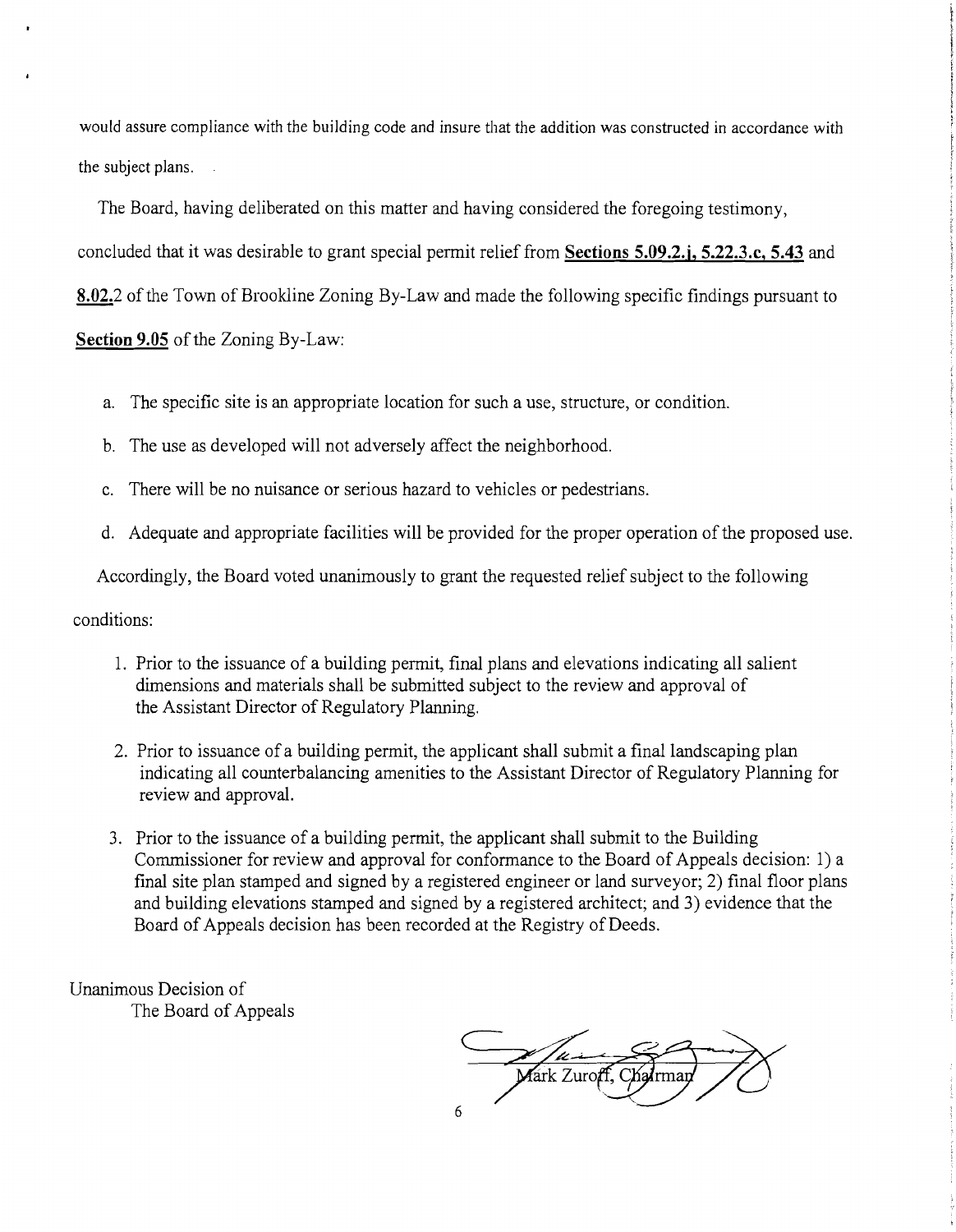would assure compliance with the building code and insure that the addition was constructed in accordance with the subject plans.

The Board, having deliberated on this matter and having considered the foregoing testimony, concluded that it was desirable to grant special permit relief from **Sections 5.09.2.j, 5.22.3.c, 5.43** and **8.02.**2 of the Town of Brookline Zoning By-Law and made the following specific findings pursuant to **Section 9.05** of the Zoning By-Law:

a. The specific site is an appropriate location for such a use, structure, or condition.

b. The use as developed will not adversely affect the neighborhood.

c. There will be no nuisance or serious hazard to vehicles or pedestrians.

d. Adequate and appropriate facilities will be provided for the proper operation of the proposed use.

Accordingly, the Board voted unanimously to grant the requested relief subject to the following conditions:

1. Prior to the issuance of a building permit, final plans and elevations indicating all salient dimensions and materials shall be submitted subject to the review and approval of the Assistant Director of Regulatory Planning.
2. Prior to issuance of a building permit, the applicant shall submit a final landscaping plan indicating all counterbalancing amenities to the Assistant Director of Regulatory Planning for review and approval.
3. Prior to the issuance of a building permit, the applicant shall submit to the Building Commissioner for review and approval for conformance to the Board of Appeals decision: 1) a final site plan stamped and signed by a registered engineer or land surveyor; 2) final floor plans and building elevations stamped and signed by a registered architect; and 3) evidence that the Board of Appeals decision has been recorded at the Registry of Deeds.

Unanimous Decision of
The Board of Appeals

Mark Zuroff, Chairman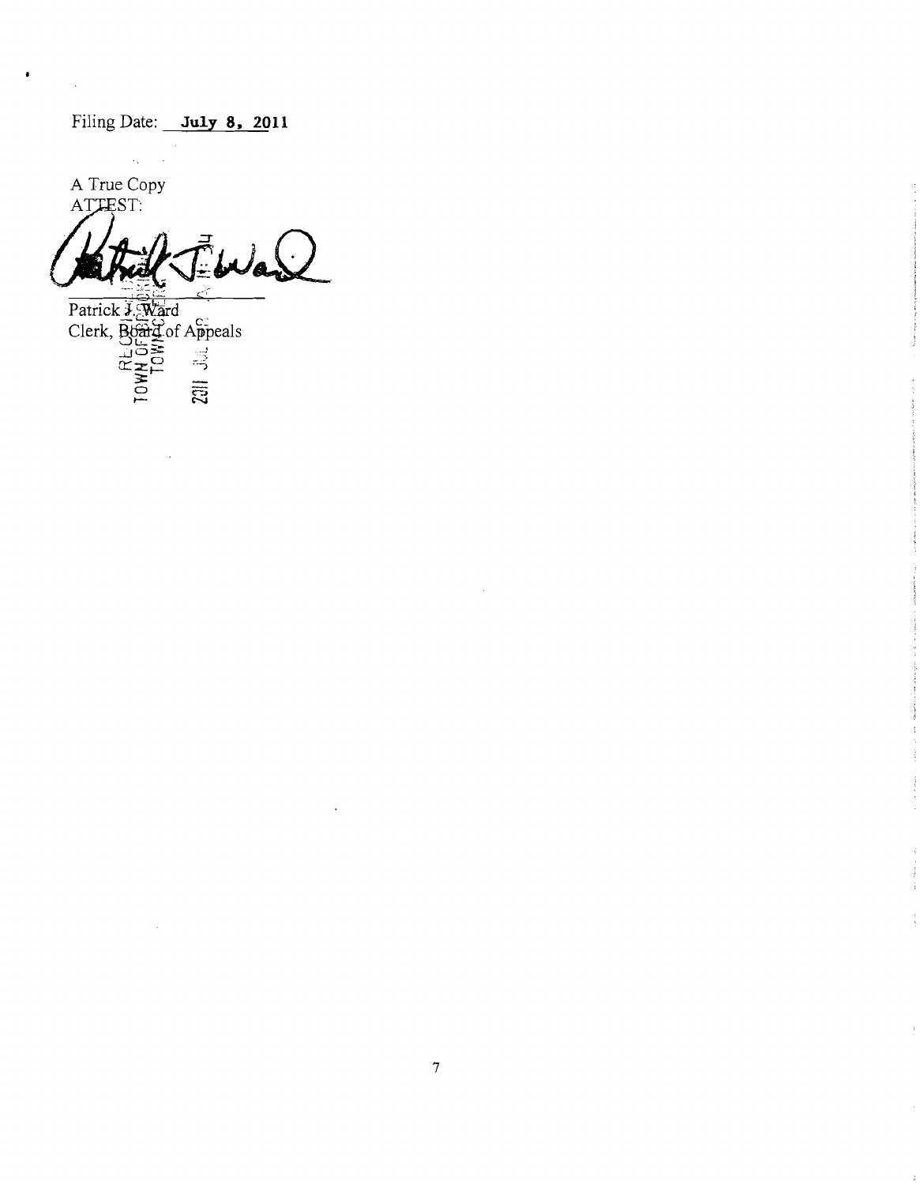Filing Date: **July 8, 2011**

A True Copy
ATTEST:

Patrick J. Ward
Clerk, Board of Appeals